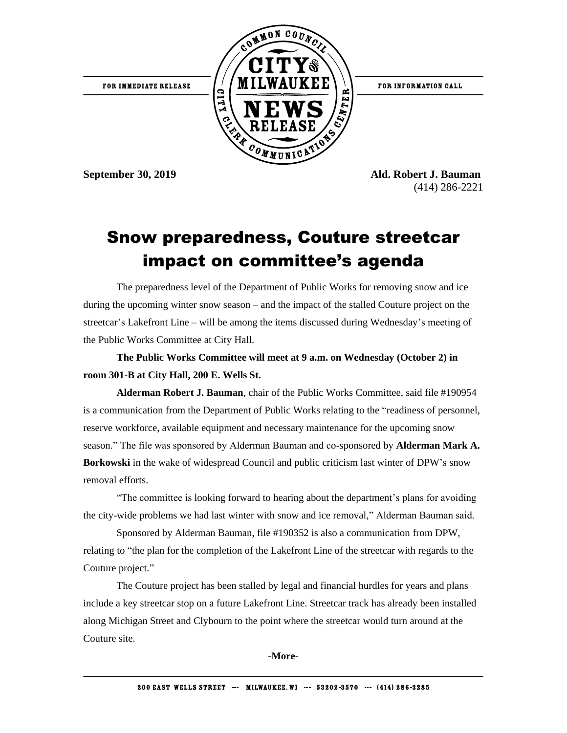FOR IMMEDIATE RELEASE

FOR INFORMATION CALL

**September 30, 2019**

**Ald. Robert J. Bauman**
(414) 286-2221

# Snow preparedness, Couture streetcar impact on committee's agenda

The preparedness level of the Department of Public Works for removing snow and ice during the upcoming winter snow season – and the impact of the stalled Couture project on the streetcar's Lakefront Line – will be among the items discussed during Wednesday's meeting of the Public Works Committee at City Hall.

**The Public Works Committee will meet at 9 a.m. on Wednesday (October 2) in room 301-B at City Hall, 200 E. Wells St.**

**Alderman Robert J. Bauman**, chair of the Public Works Committee, said file #190954 is a communication from the Department of Public Works relating to the "readiness of personnel, reserve workforce, available equipment and necessary maintenance for the upcoming snow season." The file was sponsored by Alderman Bauman and co-sponsored by **Alderman Mark A. Borkowski** in the wake of widespread Council and public criticism last winter of DPW's snow removal efforts.

"The committee is looking forward to hearing about the department's plans for avoiding the city-wide problems we had last winter with snow and ice removal," Alderman Bauman said.

Sponsored by Alderman Bauman, file #190352 is also a communication from DPW, relating to "the plan for the completion of the Lakefront Line of the streetcar with regards to the Couture project."

The Couture project has been stalled by legal and financial hurdles for years and plans include a key streetcar stop on a future Lakefront Line. Streetcar track has already been installed along Michigan Street and Clybourn to the point where the streetcar would turn around at the Couture site.

**-More-**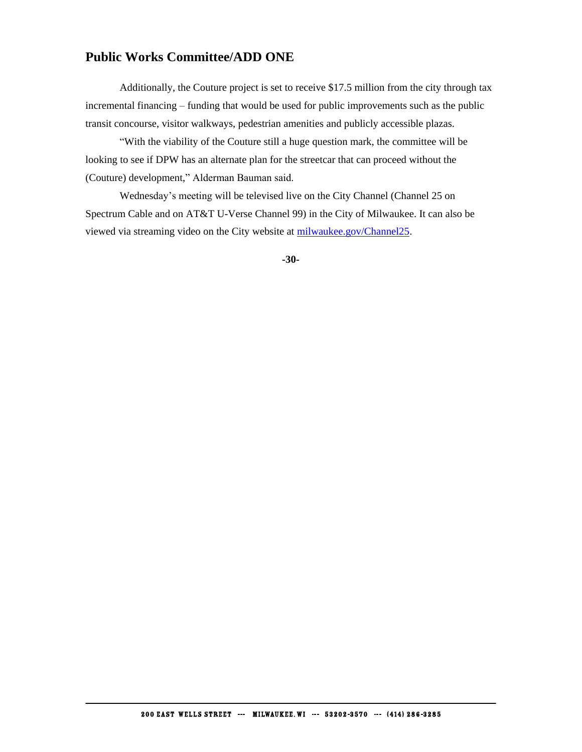## Public Works Committee/ADD ONE

Additionally, the Couture project is set to receive $17.5 million from the city through tax incremental financing – funding that would be used for public improvements such as the public transit concourse, visitor walkways, pedestrian amenities and publicly accessible plazas.

"With the viability of the Couture still a huge question mark, the committee will be looking to see if DPW has an alternate plan for the streetcar that can proceed without the (Couture) development," Alderman Bauman said.

Wednesday's meeting will be televised live on the City Channel (Channel 25 on Spectrum Cable and on AT&T U-Verse Channel 99) in the City of Milwaukee. It can also be viewed via streaming video on the City website at [milwaukee.gov/Channel25](milwaukee.gov/Channel25).

**-30-**